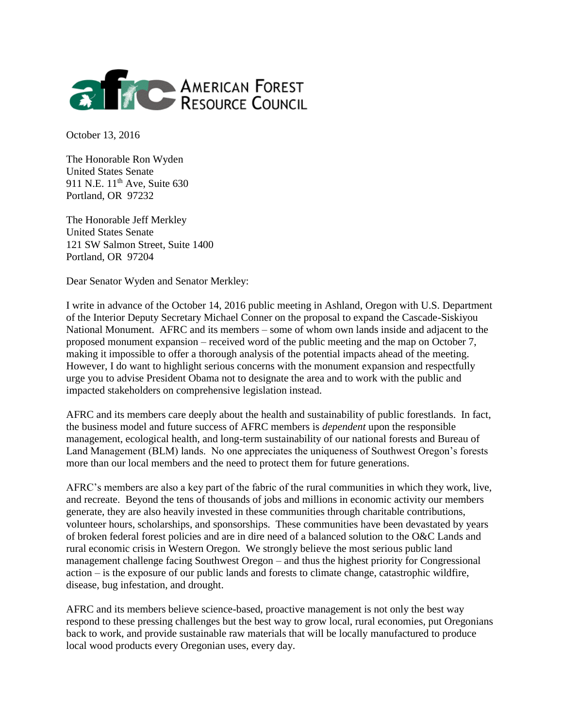AMERICAN FOREST RESOURCE COUNCIL

October 13, 2016

The Honorable Ron Wyden
United States Senate
911 N.E. 11th Ave, Suite 630
Portland, OR 97232

The Honorable Jeff Merkley
United States Senate
121 SW Salmon Street, Suite 1400
Portland, OR 97204

Dear Senator Wyden and Senator Merkley:

I write in advance of the October 14, 2016 public meeting in Ashland, Oregon with U.S. Department of the Interior Deputy Secretary Michael Conner on the proposal to expand the Cascade-Siskiyou National Monument. AFRC and its members – some of whom own lands inside and adjacent to the proposed monument expansion – received word of the public meeting and the map on October 7, making it impossible to offer a thorough analysis of the potential impacts ahead of the meeting. However, I do want to highlight serious concerns with the monument expansion and respectfully urge you to advise President Obama not to designate the area and to work with the public and impacted stakeholders on comprehensive legislation instead.

AFRC and its members care deeply about the health and sustainability of public forestlands. In fact, the business model and future success of AFRC members is *dependent* upon the responsible management, ecological health, and long-term sustainability of our national forests and Bureau of Land Management (BLM) lands. No one appreciates the uniqueness of Southwest Oregon's forests more than our local members and the need to protect them for future generations.

AFRC's members are also a key part of the fabric of the rural communities in which they work, live, and recreate. Beyond the tens of thousands of jobs and millions in economic activity our members generate, they are also heavily invested in these communities through charitable contributions, volunteer hours, scholarships, and sponsorships. These communities have been devastated by years of broken federal forest policies and are in dire need of a balanced solution to the O&C Lands and rural economic crisis in Western Oregon. We strongly believe the most serious public land management challenge facing Southwest Oregon – and thus the highest priority for Congressional action – is the exposure of our public lands and forests to climate change, catastrophic wildfire, disease, bug infestation, and drought.

AFRC and its members believe science-based, proactive management is not only the best way respond to these pressing challenges but the best way to grow local, rural economies, put Oregonians back to work, and provide sustainable raw materials that will be locally manufactured to produce local wood products every Oregonian uses, every day.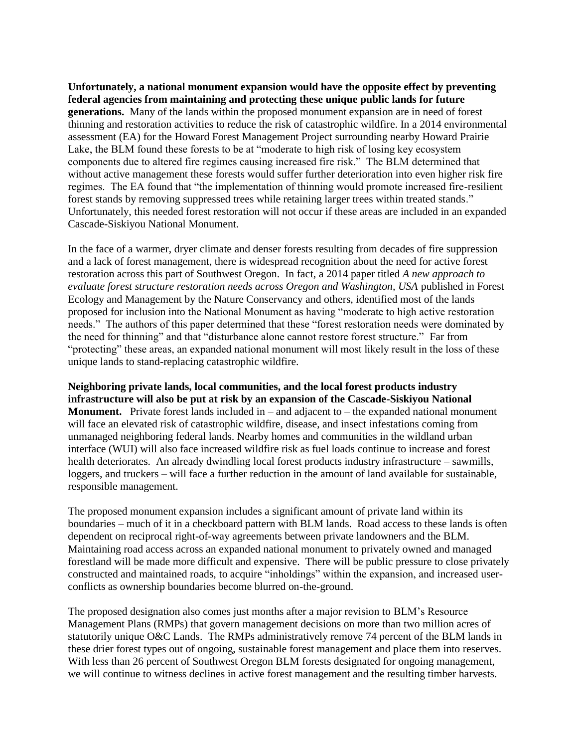**Unfortunately, a national monument expansion would have the opposite effect by preventing federal agencies from maintaining and protecting these unique public lands for future generations.** Many of the lands within the proposed monument expansion are in need of forest thinning and restoration activities to reduce the risk of catastrophic wildfire. In a 2014 environmental assessment (EA) for the Howard Forest Management Project surrounding nearby Howard Prairie Lake, the BLM found these forests to be at "moderate to high risk of losing key ecosystem components due to altered fire regimes causing increased fire risk." The BLM determined that without active management these forests would suffer further deterioration into even higher risk fire regimes. The EA found that "the implementation of thinning would promote increased fire-resilient forest stands by removing suppressed trees while retaining larger trees within treated stands." Unfortunately, this needed forest restoration will not occur if these areas are included in an expanded Cascade-Siskiyou National Monument.

In the face of a warmer, dryer climate and denser forests resulting from decades of fire suppression and a lack of forest management, there is widespread recognition about the need for active forest restoration across this part of Southwest Oregon. In fact, a 2014 paper titled *A new approach to evaluate forest structure restoration needs across Oregon and Washington, USA* published in Forest Ecology and Management by the Nature Conservancy and others, identified most of the lands proposed for inclusion into the National Monument as having "moderate to high active restoration needs." The authors of this paper determined that these "forest restoration needs were dominated by the need for thinning" and that "disturbance alone cannot restore forest structure." Far from "protecting" these areas, an expanded national monument will most likely result in the loss of these unique lands to stand-replacing catastrophic wildfire.

**Neighboring private lands, local communities, and the local forest products industry infrastructure will also be put at risk by an expansion of the Cascade-Siskiyou National Monument.** Private forest lands included in – and adjacent to – the expanded national monument will face an elevated risk of catastrophic wildfire, disease, and insect infestations coming from unmanaged neighboring federal lands. Nearby homes and communities in the wildland urban interface (WUI) will also face increased wildfire risk as fuel loads continue to increase and forest health deteriorates. An already dwindling local forest products industry infrastructure – sawmills, loggers, and truckers – will face a further reduction in the amount of land available for sustainable, responsible management.

The proposed monument expansion includes a significant amount of private land within its boundaries – much of it in a checkboard pattern with BLM lands. Road access to these lands is often dependent on reciprocal right-of-way agreements between private landowners and the BLM. Maintaining road access across an expanded national monument to privately owned and managed forestland will be made more difficult and expensive. There will be public pressure to close privately constructed and maintained roads, to acquire "inholdings" within the expansion, and increased user-conflicts as ownership boundaries become blurred on-the-ground.

The proposed designation also comes just months after a major revision to BLM's Resource Management Plans (RMPs) that govern management decisions on more than two million acres of statutorily unique O&C Lands. The RMPs administratively remove 74 percent of the BLM lands in these drier forest types out of ongoing, sustainable forest management and place them into reserves. With less than 26 percent of Southwest Oregon BLM forests designated for ongoing management, we will continue to witness declines in active forest management and the resulting timber harvests.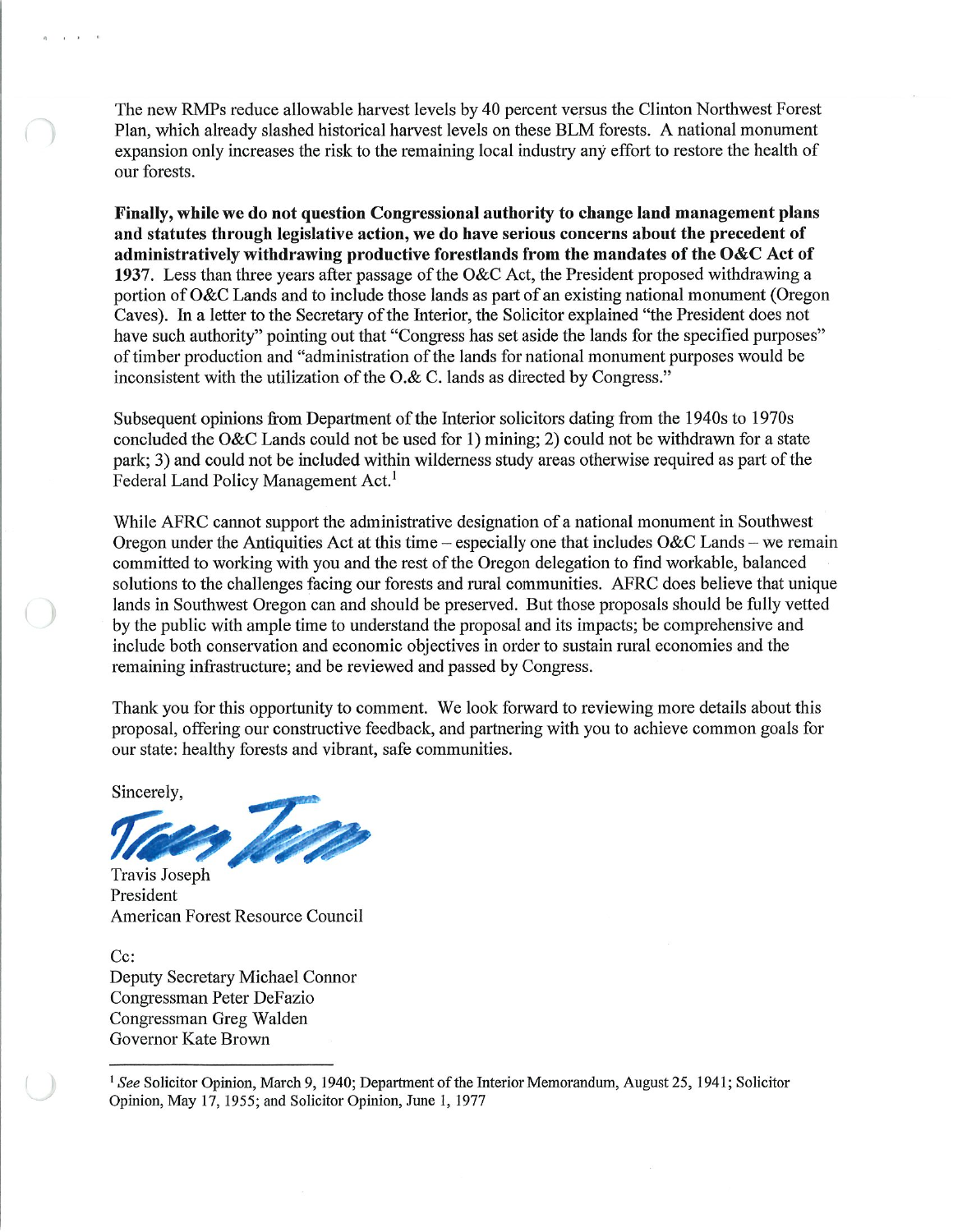The new RMPs reduce allowable harvest levels by 40 percent versus the Clinton Northwest Forest Plan, which already slashed historical harvest levels on these BLM forests. A national monument expansion only increases the risk to the remaining local industry any effort to restore the health of our forests.

**Finally, while we do not question Congressional authority to change land management plans and statutes through legislative action, we do have serious concerns about the precedent of administratively withdrawing productive forestlands from the mandates of the O&C Act of 1937.** Less than three years after passage of the O&C Act, the President proposed withdrawing a portion of O&C Lands and to include those lands as part of an existing national monument (Oregon Caves). In a letter to the Secretary of the Interior, the Solicitor explained "the President does not have such authority" pointing out that "Congress has set aside the lands for the specified purposes" of timber production and "administration of the lands for national monument purposes would be inconsistent with the utilization of the O.& C. lands as directed by Congress."

Subsequent opinions from Department of the Interior solicitors dating from the 1940s to 1970s concluded the O&C Lands could not be used for 1) mining; 2) could not be withdrawn for a state park; 3) and could not be included within wilderness study areas otherwise required as part of the Federal Land Policy Management Act.[1]

While AFRC cannot support the administrative designation of a national monument in Southwest Oregon under the Antiquities Act at this time – especially one that includes O&C Lands – we remain committed to working with you and the rest of the Oregon delegation to find workable, balanced solutions to the challenges facing our forests and rural communities. AFRC does believe that unique lands in Southwest Oregon can and should be preserved. But those proposals should be fully vetted by the public with ample time to understand the proposal and its impacts; be comprehensive and include both conservation and economic objectives in order to sustain rural economies and the remaining infrastructure; and be reviewed and passed by Congress.

Thank you for this opportunity to comment. We look forward to reviewing more details about this proposal, offering our constructive feedback, and partnering with you to achieve common goals for our state: healthy forests and vibrant, safe communities.

Sincerely,

Travis Joseph
President
American Forest Resource Council

Cc:
Deputy Secretary Michael Connor
Congressman Peter DeFazio
Congressman Greg Walden
Governor Kate Brown

---

[1] *See* Solicitor Opinion, March 9, 1940; Department of the Interior Memorandum, August 25, 1941; Solicitor Opinion, May 17, 1955; and Solicitor Opinion, June 1, 1977